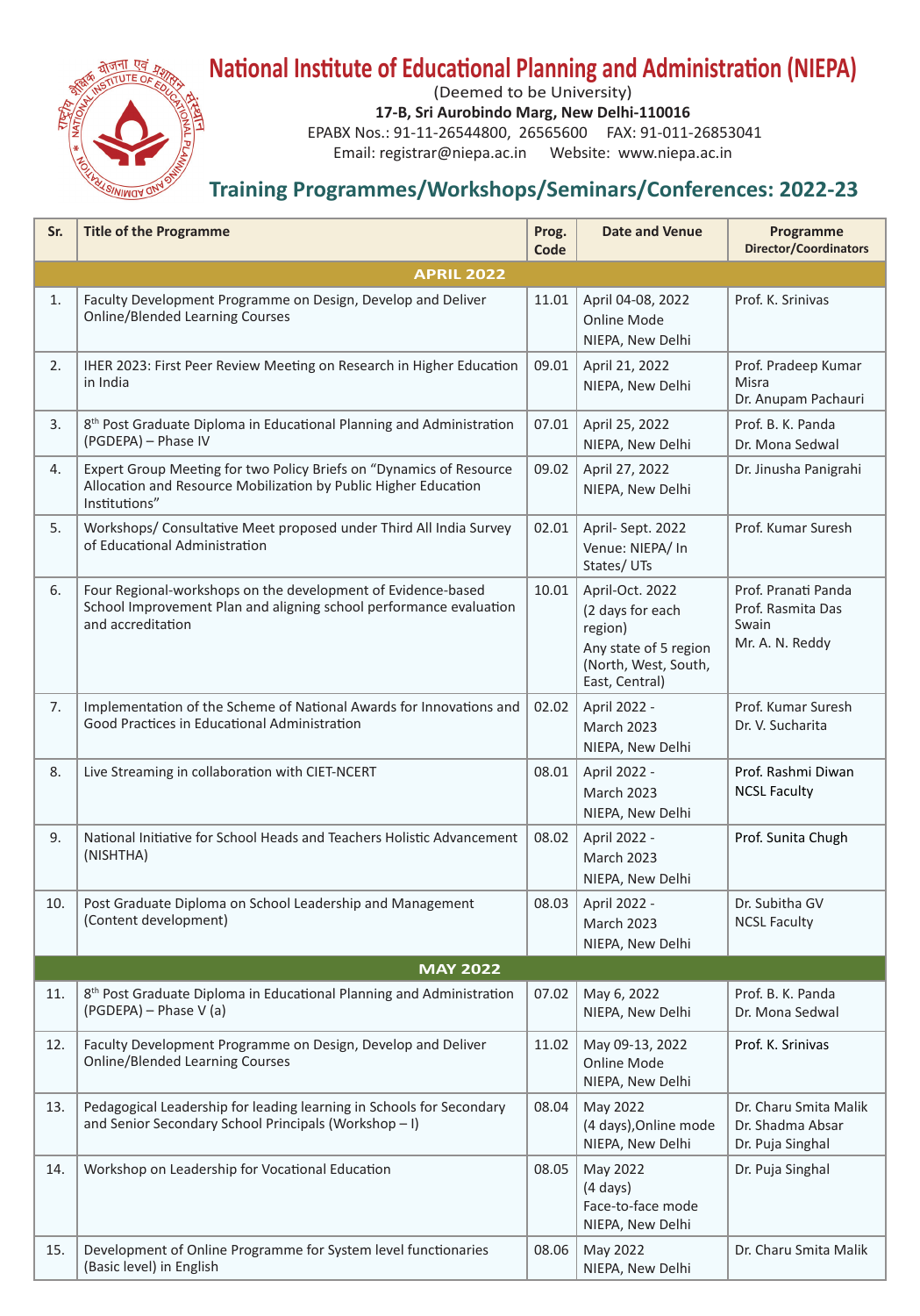# National Institute of Educational Planning and Administration (NIEPA)

(Deemed to be University)

**17-B, Sri Aurobindo Marg, New Delhi-110016**

EPABX Nos.: 91-11-26544800, 26565600 FAX: 91-011-26853041

Email: registrar@niepa.ac.in Website: www.niepa.ac.in

## Training Programmes/Workshops/Seminars/Conferences: 2022-23

| Sr. | Title of the Programme | Prog. Code | Date and Venue | Programme Director/Coordinators |
|---|---|---|---|---|
| | **APRIL 2022** | | | |
| 1. | Faculty Development Programme on Design, Develop and Deliver Online/Blended Learning Courses | 11.01 | April 04-08, 2022 Online Mode NIEPA, New Delhi | Prof. K. Srinivas |
| 2. | IHER 2023: First Peer Review Meeting on Research in Higher Education in India | 09.01 | April 21, 2022 NIEPA, New Delhi | Prof. Pradeep Kumar Misra Dr. Anupam Pachauri |
| 3. | 8th Post Graduate Diploma in Educational Planning and Administration (PGDEPA) – Phase IV | 07.01 | April 25, 2022 NIEPA, New Delhi | Prof. B. K. Panda Dr. Mona Sedwal |
| 4. | Expert Group Meeting for two Policy Briefs on "Dynamics of Resource Allocation and Resource Mobilization by Public Higher Education Institutions" | 09.02 | April 27, 2022 NIEPA, New Delhi | Dr. Jinusha Panigrahi |
| 5. | Workshops/ Consultative Meet proposed under Third All India Survey of Educational Administration | 02.01 | April- Sept. 2022 Venue: NIEPA/ In States/ UTs | Prof. Kumar Suresh |
| 6. | Four Regional-workshops on the development of Evidence-based School Improvement Plan and aligning school performance evaluation and accreditation | 10.01 | April-Oct. 2022 (2 days for each region) Any state of 5 region (North, West, South, East, Central) | Prof. Pranati Panda Prof. Rasmita Das Swain Mr. A. N. Reddy |
| 7. | Implementation of the Scheme of National Awards for Innovations and Good Practices in Educational Administration | 02.02 | April 2022 - March 2023 NIEPA, New Delhi | Prof. Kumar Suresh Dr. V. Sucharita |
| 8. | Live Streaming in collaboration with CIET-NCERT | 08.01 | April 2022 - March 2023 NIEPA, New Delhi | Prof. Rashmi Diwan NCSL Faculty |
| 9. | National Initiative for School Heads and Teachers Holistic Advancement (NISHTHA) | 08.02 | April 2022 - March 2023 NIEPA, New Delhi | Prof. Sunita Chugh |
| 10. | Post Graduate Diploma on School Leadership and Management (Content development) | 08.03 | April 2022 - March 2023 NIEPA, New Delhi | Dr. Subitha GV NCSL Faculty |
| | **MAY 2022** | | | |
| 11. | 8th Post Graduate Diploma in Educational Planning and Administration (PGDEPA) – Phase V (a) | 07.02 | May 6, 2022 NIEPA, New Delhi | Prof. B. K. Panda Dr. Mona Sedwal |
| 12. | Faculty Development Programme on Design, Develop and Deliver Online/Blended Learning Courses | 11.02 | May 09-13, 2022 Online Mode NIEPA, New Delhi | Prof. K. Srinivas |
| 13. | Pedagogical Leadership for leading learning in Schools for Secondary and Senior Secondary School Principals (Workshop – I) | 08.04 | May 2022 (4 days),Online mode NIEPA, New Delhi | Dr. Charu Smita Malik Dr. Shadma Absar Dr. Puja Singhal |
| 14. | Workshop on Leadership for Vocational Education | 08.05 | May 2022 (4 days) Face-to-face mode NIEPA, New Delhi | Dr. Puja Singhal |
| 15. | Development of Online Programme for System level functionaries (Basic level) in English | 08.06 | May 2022 NIEPA, New Delhi | Dr. Charu Smita Malik |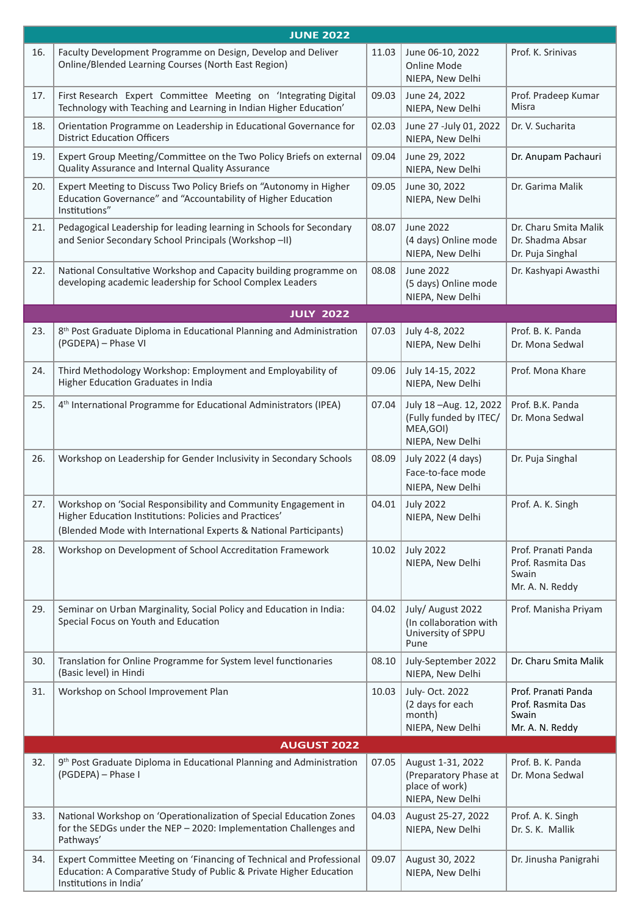| | | | | |
|---|---|---|---|---|
| **JUNE 2022** | | | | |
| 16. | Faculty Development Programme on Design, Develop and Deliver Online/Blended Learning Courses (North East Region) | 11.03 | June 06-10, 2022 Online Mode NIEPA, New Delhi | Prof. K. Srinivas |
| 17. | First Research Expert Committee Meeting on 'Integrating Digital Technology with Teaching and Learning in Indian Higher Education' | 09.03 | June 24, 2022 NIEPA, New Delhi | Prof. Pradeep Kumar Misra |
| 18. | Orientation Programme on Leadership in Educational Governance for District Education Officers | 02.03 | June 27 -July 01, 2022 NIEPA, New Delhi | Dr. V. Sucharita |
| 19. | Expert Group Meeting/Committee on the Two Policy Briefs on external Quality Assurance and Internal Quality Assurance | 09.04 | June 29, 2022 NIEPA, New Delhi | Dr. Anupam Pachauri |
| 20. | Expert Meeting to Discuss Two Policy Briefs on "Autonomy in Higher Education Governance" and "Accountability of Higher Education Institutions" | 09.05 | June 30, 2022 NIEPA, New Delhi | Dr. Garima Malik |
| 21. | Pedagogical Leadership for leading learning in Schools for Secondary and Senior Secondary School Principals (Workshop –II) | 08.07 | June 2022 (4 days) Online mode NIEPA, New Delhi | Dr. Charu Smita Malik Dr. Shadma Absar Dr. Puja Singhal |
| 22. | National Consultative Workshop and Capacity building programme on developing academic leadership for School Complex Leaders | 08.08 | June 2022 (5 days) Online mode NIEPA, New Delhi | Dr. Kashyapi Awasthi |
| **JULY 2022** | | | | |
| 23. | 8th Post Graduate Diploma in Educational Planning and Administration (PGDEPA) – Phase VI | 07.03 | July 4-8, 2022 NIEPA, New Delhi | Prof. B. K. Panda Dr. Mona Sedwal |
| 24. | Third Methodology Workshop: Employment and Employability of Higher Education Graduates in India | 09.06 | July 14-15, 2022 NIEPA, New Delhi | Prof. Mona Khare |
| 25. | 4th International Programme for Educational Administrators (IPEA) | 07.04 | July 18 –Aug. 12, 2022 (Fully funded by ITEC/ MEA,GOI) NIEPA, New Delhi | Prof. B.K. Panda Dr. Mona Sedwal |
| 26. | Workshop on Leadership for Gender Inclusivity in Secondary Schools | 08.09 | July 2022 (4 days) Face-to-face mode NIEPA, New Delhi | Dr. Puja Singhal |
| 27. | Workshop on 'Social Responsibility and Community Engagement in Higher Education Institutions: Policies and Practices' (Blended Mode with International Experts & National Participants) | 04.01 | July 2022 NIEPA, New Delhi | Prof. A. K. Singh |
| 28. | Workshop on Development of School Accreditation Framework | 10.02 | July 2022 NIEPA, New Delhi | Prof. Pranati Panda Prof. Rasmita Das Swain Mr. A. N. Reddy |
| 29. | Seminar on Urban Marginality, Social Policy and Education in India: Special Focus on Youth and Education | 04.02 | July/ August 2022 (In collaboration with University of SPPU Pune | Prof. Manisha Priyam |
| 30. | Translation for Online Programme for System level functionaries (Basic level) in Hindi | 08.10 | July-September 2022 NIEPA, New Delhi | Dr. Charu Smita Malik |
| 31. | Workshop on School Improvement Plan | 10.03 | July- Oct. 2022 (2 days for each month) NIEPA, New Delhi | Prof. Pranati Panda Prof. Rasmita Das Swain Mr. A. N. Reddy |
| **AUGUST 2022** | | | | |
| 32. | 9th Post Graduate Diploma in Educational Planning and Administration (PGDEPA) – Phase I | 07.05 | August 1-31, 2022 (Preparatory Phase at place of work) NIEPA, New Delhi | Prof. B. K. Panda Dr. Mona Sedwal |
| 33. | National Workshop on 'Operationalization of Special Education Zones for the SEDGs under the NEP – 2020: Implementation Challenges and Pathways' | 04.03 | August 25-27, 2022 NIEPA, New Delhi | Prof. A. K. Singh Dr. S. K. Mallik |
| 34. | Expert Committee Meeting on 'Financing of Technical and Professional Education: A Comparative Study of Public & Private Higher Education Institutions in India' | 09.07 | August 30, 2022 NIEPA, New Delhi | Dr. Jinusha Panigrahi |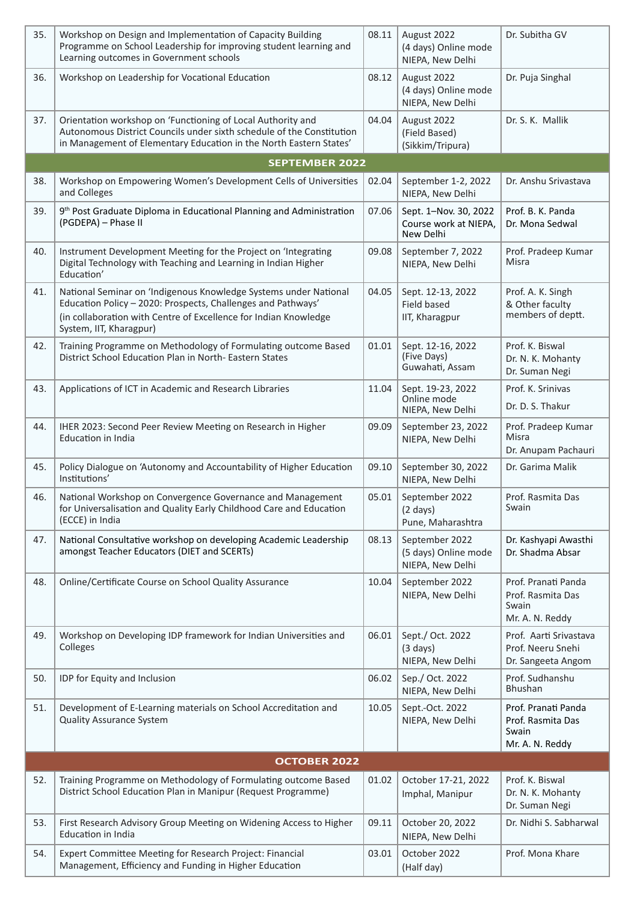| | | | | |
|---|---|---|---|---|
| 35. | Workshop on Design and Implementation of Capacity Building Programme on School Leadership for improving student learning and Learning outcomes in Government schools | 08.11 | August 2022<br>(4 days) Online mode<br>NIEPA, New Delhi | Dr. Subitha GV |
| 36. | Workshop on Leadership for Vocational Education | 08.12 | August 2022<br>(4 days) Online mode<br>NIEPA, New Delhi | Dr. Puja Singhal |
| 37. | Orientation workshop on 'Functioning of Local Authority and Autonomous District Councils under sixth schedule of the Constitution in Management of Elementary Education in the North Eastern States' | 04.04 | August 2022<br>(Field Based)<br>(Sikkim/Tripura) | Dr. S. K. Mallik |
| **SEPTEMBER 2022** | | | | |
| 38. | Workshop on Empowering Women's Development Cells of Universities and Colleges | 02.04 | September 1-2, 2022<br>NIEPA, New Delhi | Dr. Anshu Srivastava |
| 39. | 9th Post Graduate Diploma in Educational Planning and Administration (PGDEPA) – Phase II | 07.06 | Sept. 1–Nov. 30, 2022<br>Course work at NIEPA, New Delhi | Prof. B. K. Panda<br>Dr. Mona Sedwal |
| 40. | Instrument Development Meeting for the Project on 'Integrating Digital Technology with Teaching and Learning in Indian Higher Education' | 09.08 | September 7, 2022<br>NIEPA, New Delhi | Prof. Pradeep Kumar Misra |
| 41. | National Seminar on 'Indigenous Knowledge Systems under National Education Policy – 2020: Prospects, Challenges and Pathways'<br>(in collaboration with Centre of Excellence for Indian Knowledge System, IIT, Kharagpur) | 04.05 | Sept. 12-13, 2022<br>Field based<br>IIT, Kharagpur | Prof. A. K. Singh & Other faculty members of deptt. |
| 42. | Training Programme on Methodology of Formulating outcome Based District School Education Plan in North- Eastern States | 01.01 | Sept. 12-16, 2022<br>(Five Days)<br>Guwahati, Assam | Prof. K. Biswal<br>Dr. N. K. Mohanty<br>Dr. Suman Negi |
| 43. | Applications of ICT in Academic and Research Libraries | 11.04 | Sept. 19-23, 2022<br>Online mode<br>NIEPA, New Delhi | Prof. K. Srinivas<br>Dr. D. S. Thakur |
| 44. | IHER 2023: Second Peer Review Meeting on Research in Higher Education in India | 09.09 | September 23, 2022<br>NIEPA, New Delhi | Prof. Pradeep Kumar Misra<br>Dr. Anupam Pachauri |
| 45. | Policy Dialogue on 'Autonomy and Accountability of Higher Education Institutions' | 09.10 | September 30, 2022<br>NIEPA, New Delhi | Dr. Garima Malik |
| 46. | National Workshop on Convergence Governance and Management for Universalisation and Quality Early Childhood Care and Education (ECCE) in India | 05.01 | September 2022<br>(2 days)<br>Pune, Maharashtra | Prof. Rasmita Das Swain |
| 47. | National Consultative workshop on developing Academic Leadership amongst Teacher Educators (DIET and SCERTs) | 08.13 | September 2022<br>(5 days) Online mode<br>NIEPA, New Delhi | Dr. Kashyapi Awasthi<br>Dr. Shadma Absar |
| 48. | Online/Certificate Course on School Quality Assurance | 10.04 | September 2022<br>NIEPA, New Delhi | Prof. Pranati Panda<br>Prof. Rasmita Das Swain<br>Mr. A. N. Reddy |
| 49. | Workshop on Developing IDP framework for Indian Universities and Colleges | 06.01 | Sept./ Oct. 2022<br>(3 days)<br>NIEPA, New Delhi | Prof. Aarti Srivastava<br>Prof. Neeru Snehi<br>Dr. Sangeeta Angom |
| 50. | IDP for Equity and Inclusion | 06.02 | Sep./ Oct. 2022<br>NIEPA, New Delhi | Prof. Sudhanshu Bhushan |
| 51. | Development of E-Learning materials on School Accreditation and Quality Assurance System | 10.05 | Sept.-Oct. 2022<br>NIEPA, New Delhi | Prof. Pranati Panda<br>Prof. Rasmita Das Swain<br>Mr. A. N. Reddy |
| **OCTOBER 2022** | | | | |
| 52. | Training Programme on Methodology of Formulating outcome Based District School Education Plan in Manipur (Request Programme) | 01.02 | October 17-21, 2022<br>Imphal, Manipur | Prof. K. Biswal<br>Dr. N. K. Mohanty<br>Dr. Suman Negi |
| 53. | First Research Advisory Group Meeting on Widening Access to Higher Education in India | 09.11 | October 20, 2022<br>NIEPA, New Delhi | Dr. Nidhi S. Sabharwal |
| 54. | Expert Committee Meeting for Research Project: Financial Management, Efficiency and Funding in Higher Education | 03.01 | October 2022<br>(Half day) | Prof. Mona Khare |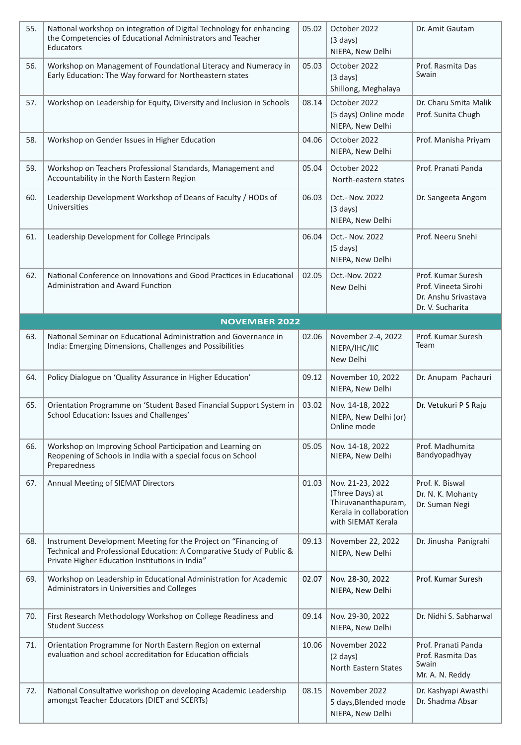| | | | | |
|---|---|---|---|---|
| 55. | National workshop on integration of Digital Technology for enhancing the Competencies of Educational Administrators and Teacher Educators | 05.02 | October 2022<br>(3 days)<br>NIEPA, New Delhi | Dr. Amit Gautam |
| 56. | Workshop on Management of Foundational Literacy and Numeracy in Early Education: The Way forward for Northeastern states | 05.03 | October 2022<br>(3 days)<br>Shillong, Meghalaya | Prof. Rasmita Das Swain |
| 57. | Workshop on Leadership for Equity, Diversity and Inclusion in Schools | 08.14 | October 2022<br>(5 days) Online mode<br>NIEPA, New Delhi | Dr. Charu Smita Malik<br>Prof. Sunita Chugh |
| 58. | Workshop on Gender Issues in Higher Education | 04.06 | October 2022<br>NIEPA, New Delhi | Prof. Manisha Priyam |
| 59. | Workshop on Teachers Professional Standards, Management and Accountability in the North Eastern Region | 05.04 | October 2022<br>North-eastern states | Prof. Pranati Panda |
| 60. | Leadership Development Workshop of Deans of Faculty / HODs of Universities | 06.03 | Oct.- Nov. 2022<br>(3 days)<br>NIEPA, New Delhi | Dr. Sangeeta Angom |
| 61. | Leadership Development for College Principals | 06.04 | Oct.- Nov. 2022<br>(5 days)<br>NIEPA, New Delhi | Prof. Neeru Snehi |
| 62. | National Conference on Innovations and Good Practices in Educational Administration and Award Function | 02.05 | Oct.-Nov. 2022<br>New Delhi | Prof. Kumar Suresh<br>Prof. Vineeta Sirohi<br>Dr. Anshu Srivastava<br>Dr. V. Sucharita |
| **NOVEMBER 2022** | | | | |
| 63. | National Seminar on Educational Administration and Governance in India: Emerging Dimensions, Challenges and Possibilities | 02.06 | November 2-4, 2022<br>NIEPA/IHC/IIC<br>New Delhi | Prof. Kumar Suresh<br>Team |
| 64. | Policy Dialogue on 'Quality Assurance in Higher Education' | 09.12 | November 10, 2022<br>NIEPA, New Delhi | Dr. Anupam Pachauri |
| 65. | Orientation Programme on 'Student Based Financial Support System in School Education: Issues and Challenges' | 03.02 | Nov. 14-18, 2022<br>NIEPA, New Delhi (or)<br>Online mode | Dr. Vetukuri P S Raju |
| 66. | Workshop on Improving School Participation and Learning on Reopening of Schools in India with a special focus on School Preparedness | 05.05 | Nov. 14-18, 2022<br>NIEPA, New Delhi | Prof. Madhumita Bandyopadhyay |
| 67. | Annual Meeting of SIEMAT Directors | 01.03 | Nov. 21-23, 2022<br>(Three Days) at Thiruvananthapuram, Kerala in collaboration with SIEMAT Kerala | Prof. K. Biswal<br>Dr. N. K. Mohanty<br>Dr. Suman Negi |
| 68. | Instrument Development Meeting for the Project on "Financing of Technical and Professional Education: A Comparative Study of Public & Private Higher Education Institutions in India" | 09.13 | November 22, 2022<br>NIEPA, New Delhi | Dr. Jinusha Panigrahi |
| 69. | Workshop on Leadership in Educational Administration for Academic Administrators in Universities and Colleges | 02.07 | Nov. 28-30, 2022<br>NIEPA, New Delhi | Prof. Kumar Suresh |
| 70. | First Research Methodology Workshop on College Readiness and Student Success | 09.14 | Nov. 29-30, 2022<br>NIEPA, New Delhi | Dr. Nidhi S. Sabharwal |
| 71. | Orientation Programme for North Eastern Region on external evaluation and school accreditation for Education officials | 10.06 | November 2022<br>(2 days)<br>North Eastern States | Prof. Pranati Panda<br>Prof. Rasmita Das Swain<br>Mr. A. N. Reddy |
| 72. | National Consultative workshop on developing Academic Leadership amongst Teacher Educators (DIET and SCERTs) | 08.15 | November 2022<br>5 days,Blended mode<br>NIEPA, New Delhi | Dr. Kashyapi Awasthi<br>Dr. Shadma Absar |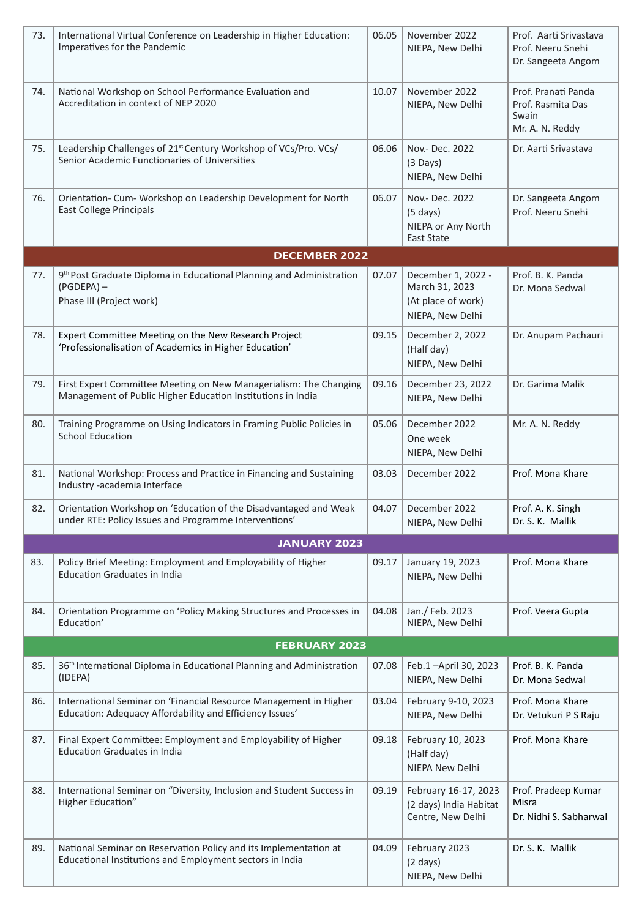| | | | | |
|---|---|---|---|---|
| 73. | International Virtual Conference on Leadership in Higher Education: Imperatives for the Pandemic | 06.05 | November 2022<br>NIEPA, New Delhi | Prof. Aarti Srivastava<br>Prof. Neeru Snehi<br>Dr. Sangeeta Angom |
| 74. | National Workshop on School Performance Evaluation and Accreditation in context of NEP 2020 | 10.07 | November 2022<br>NIEPA, New Delhi | Prof. Pranati Panda<br>Prof. Rasmita Das Swain<br>Mr. A. N. Reddy |
| 75. | Leadership Challenges of 21st Century Workshop of VCs/Pro. VCs/ Senior Academic Functionaries of Universities | 06.06 | Nov.- Dec. 2022<br>(3 Days)<br>NIEPA, New Delhi | Dr. Aarti Srivastava |
| 76. | Orientation- Cum- Workshop on Leadership Development for North East College Principals | 06.07 | Nov.- Dec. 2022<br>(5 days)<br>NIEPA or Any North East State | Dr. Sangeeta Angom<br>Prof. Neeru Snehi |
| | **DECEMBER 2022** | | | |
| 77. | 9th Post Graduate Diploma in Educational Planning and Administration (PGDEPA) –<br>Phase III (Project work) | 07.07 | December 1, 2022 - March 31, 2023<br>(At place of work)<br>NIEPA, New Delhi | Prof. B. K. Panda<br>Dr. Mona Sedwal |
| 78. | Expert Committee Meeting on the New Research Project 'Professionalisation of Academics in Higher Education' | 09.15 | December 2, 2022<br>(Half day)<br>NIEPA, New Delhi | Dr. Anupam Pachauri |
| 79. | First Expert Committee Meeting on New Managerialism: The Changing Management of Public Higher Education Institutions in India | 09.16 | December 23, 2022<br>NIEPA, New Delhi | Dr. Garima Malik |
| 80. | Training Programme on Using Indicators in Framing Public Policies in School Education | 05.06 | December 2022<br>One week<br>NIEPA, New Delhi | Mr. A. N. Reddy |
| 81. | National Workshop: Process and Practice in Financing and Sustaining Industry -academia Interface | 03.03 | December 2022 | Prof. Mona Khare |
| 82. | Orientation Workshop on 'Education of the Disadvantaged and Weak under RTE: Policy Issues and Programme Interventions' | 04.07 | December 2022<br>NIEPA, New Delhi | Prof. A. K. Singh<br>Dr. S. K. Mallik |
| | **JANUARY 2023** | | | |
| 83. | Policy Brief Meeting: Employment and Employability of Higher Education Graduates in India | 09.17 | January 19, 2023<br>NIEPA, New Delhi | Prof. Mona Khare |
| 84. | Orientation Programme on 'Policy Making Structures and Processes in Education' | 04.08 | Jan./ Feb. 2023<br>NIEPA, New Delhi | Prof. Veera Gupta |
| | **FEBRUARY 2023** | | | |
| 85. | 36th International Diploma in Educational Planning and Administration (IDEPA) | 07.08 | Feb.1 –April 30, 2023<br>NIEPA, New Delhi | Prof. B. K. Panda<br>Dr. Mona Sedwal |
| 86. | International Seminar on 'Financial Resource Management in Higher Education: Adequacy Affordability and Efficiency Issues' | 03.04 | February 9-10, 2023<br>NIEPA, New Delhi | Prof. Mona Khare<br>Dr. Vetukuri P S Raju |
| 87. | Final Expert Committee: Employment and Employability of Higher Education Graduates in India | 09.18 | February 10, 2023<br>(Half day)<br>NIEPA New Delhi | Prof. Mona Khare |
| 88. | International Seminar on "Diversity, Inclusion and Student Success in Higher Education" | 09.19 | February 16-17, 2023<br>(2 days) India Habitat Centre, New Delhi | Prof. Pradeep Kumar Misra<br>Dr. Nidhi S. Sabharwal |
| 89. | National Seminar on Reservation Policy and its Implementation at Educational Institutions and Employment sectors in India | 04.09 | February 2023<br>(2 days)<br>NIEPA, New Delhi | Dr. S. K. Mallik |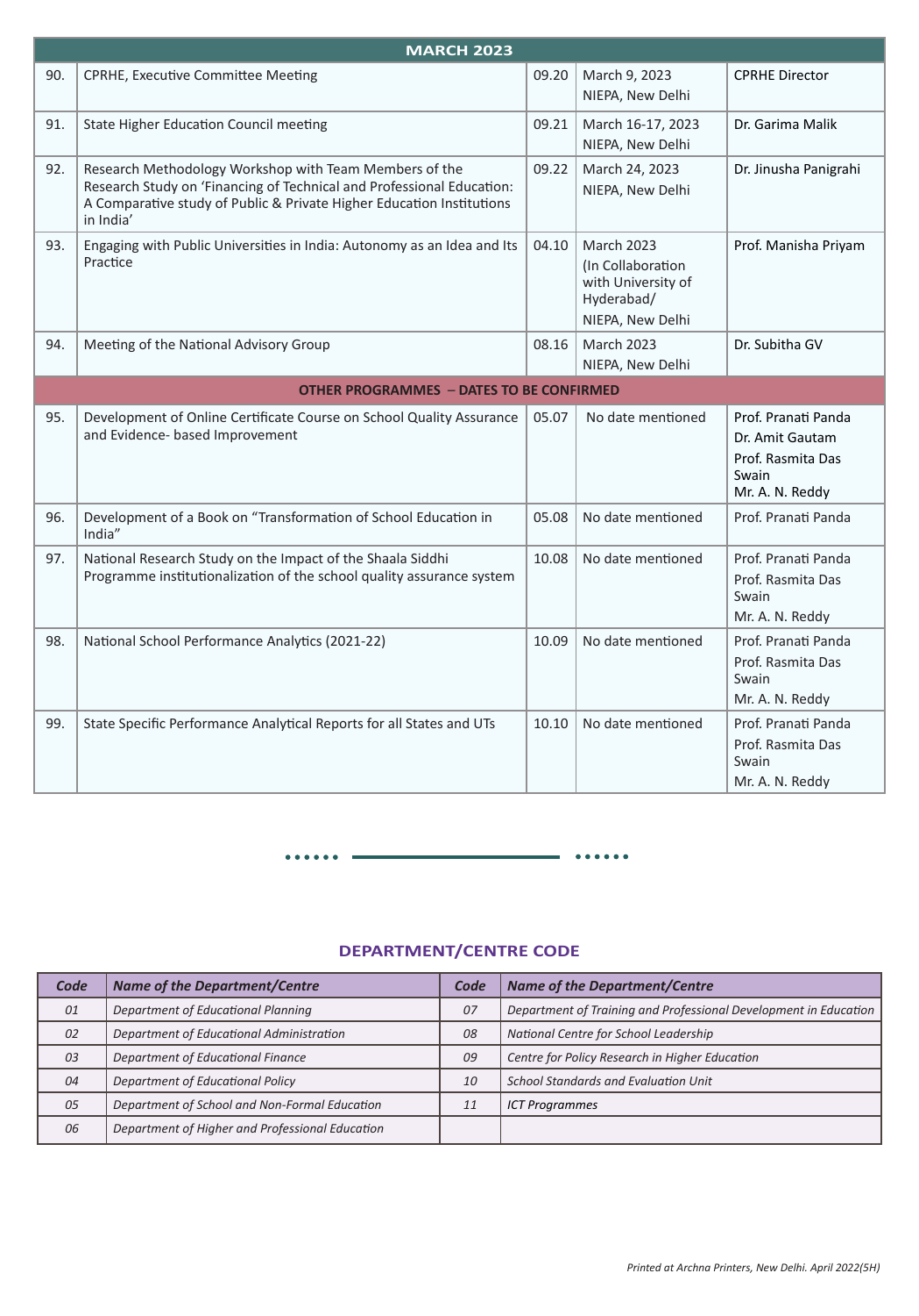| | | | | |
|---|---|---|---|---|
| **MARCH 2023** | | | | |
| 90. | CPRHE, Executive Committee Meeting | 09.20 | March 9, 2023 NIEPA, New Delhi | CPRHE Director |
| 91. | State Higher Education Council meeting | 09.21 | March 16-17, 2023 NIEPA, New Delhi | Dr. Garima Malik |
| 92. | Research Methodology Workshop with Team Members of the Research Study on 'Financing of Technical and Professional Education: A Comparative study of Public & Private Higher Education Institutions in India' | 09.22 | March 24, 2023 NIEPA, New Delhi | Dr. Jinusha Panigrahi |
| 93. | Engaging with Public Universities in India: Autonomy as an Idea and Its Practice | 04.10 | March 2023 (In Collaboration with University of Hyderabad/ NIEPA, New Delhi | Prof. Manisha Priyam |
| 94. | Meeting of the National Advisory Group | 08.16 | March 2023 NIEPA, New Delhi | Dr. Subitha GV |
| **OTHER PROGRAMMES – DATES TO BE CONFIRMED** | | | | |
| 95. | Development of Online Certificate Course on School Quality Assurance and Evidence- based Improvement | 05.07 | No date mentioned | Prof. Pranati Panda<br>Dr. Amit Gautam<br>Prof. Rasmita Das Swain<br>Mr. A. N. Reddy |
| 96. | Development of a Book on "Transformation of School Education in India" | 05.08 | No date mentioned | Prof. Pranati Panda |
| 97. | National Research Study on the Impact of the Shaala Siddhi Programme institutionalization of the school quality assurance system | 10.08 | No date mentioned | Prof. Pranati Panda<br>Prof. Rasmita Das Swain<br>Mr. A. N. Reddy |
| 98. | National School Performance Analytics (2021-22) | 10.09 | No date mentioned | Prof. Pranati Panda<br>Prof. Rasmita Das Swain<br>Mr. A. N. Reddy |
| 99. | State Specific Performance Analytical Reports for all States and UTs | 10.10 | No date mentioned | Prof. Pranati Panda<br>Prof. Rasmita Das Swain<br>Mr. A. N. Reddy |

## DEPARTMENT/CENTRE CODE

| *Code* | *Name of the Department/Centre* | *Code* | *Name of the Department/Centre* |
|---|---|---|---|
| *01* | *Department of Educational Planning* | *07* | *Department of Training and Professional Development in Education* |
| *02* | *Department of Educational Administration* | *08* | *National Centre for School Leadership* |
| *03* | *Department of Educational Finance* | *09* | *Centre for Policy Research in Higher Education* |
| *04* | *Department of Educational Policy* | *10* | *School Standards and Evaluation Unit* |
| *05* | *Department of School and Non-Formal Education* | *11* | *ICT Programmes* |
| *06* | *Department of Higher and Professional Education* | | |

*Printed at Archna Printers, New Delhi. April 2022(5H)*